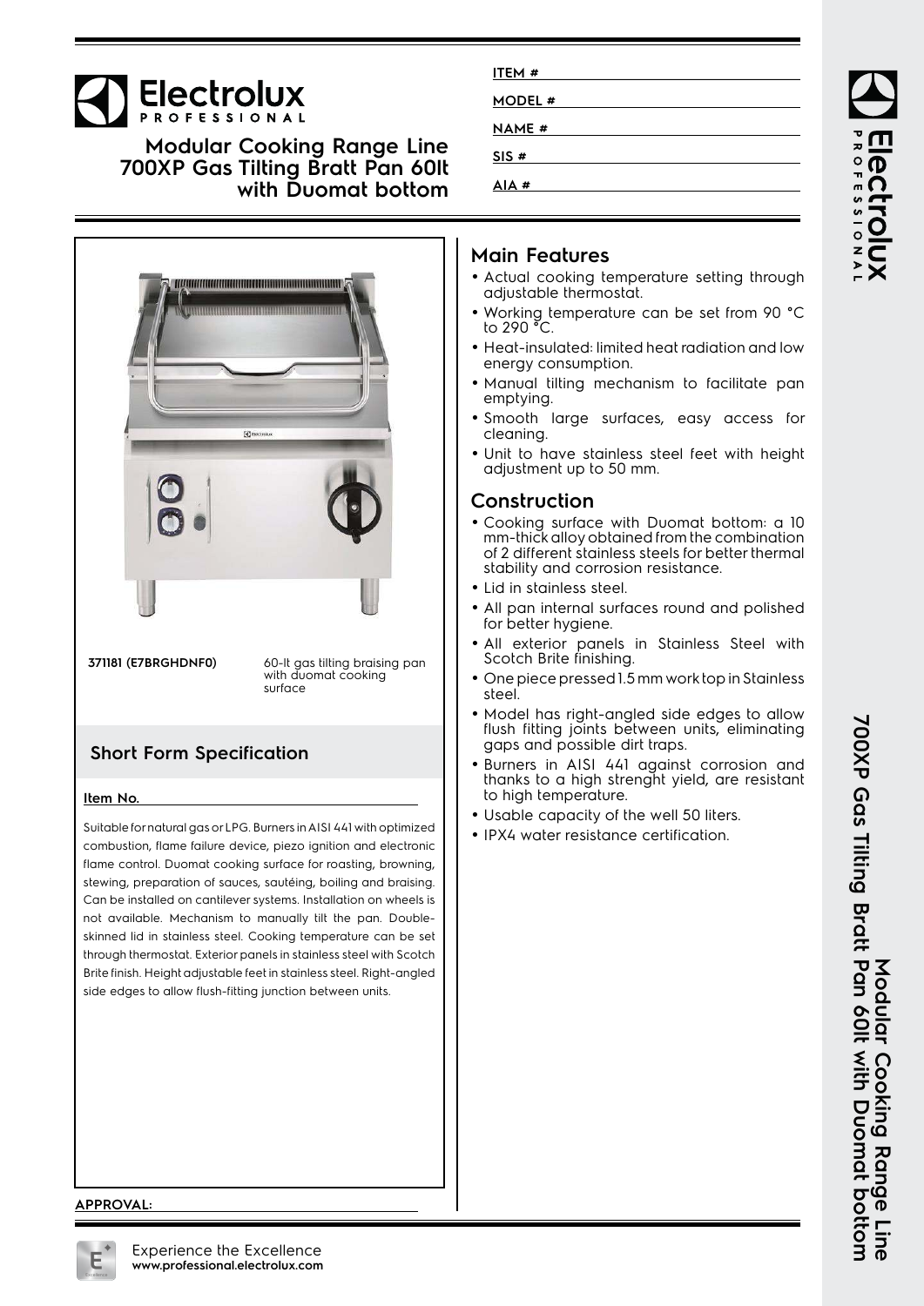# Electrolux PROFESSIONAL

## Modular Cooking Range Line 700XP Gas Tilting Bratt Pan 60lt with Duomat bottom

ITEM # ______

MODEL # ______

NAME # ______

SIS # ______

AIA # ______

**371181 (E7BRGHDNF0)** — 60-lt gas tilting braising pan with duomat cooking surface

## Short Form Specification

**Item No.** ______

Suitable for natural gas or LPG. Burners in AISI 441 with optimized combustion, flame failure device, piezo ignition and electronic flame control. Duomat cooking surface for roasting, browning, stewing, preparation of sauces, sautéing, boiling and braising. Can be installed on cantilever systems. Installation on wheels is not available. Mechanism to manually tilt the pan. Double-skinned lid in stainless steel. Cooking temperature can be set through thermostat. Exterior panels in stainless steel with Scotch Brite finish. Height adjustable feet in stainless steel. Right-angled side edges to allow flush-fitting junction between units.

## Main Features

- Actual cooking temperature setting through adjustable thermostat.
- Working temperature can be set from 90 °C to 290 °C.
- Heat-insulated: limited heat radiation and low energy consumption.
- Manual tilting mechanism to facilitate pan emptying.
- Smooth large surfaces, easy access for cleaning.
- Unit to have stainless steel feet with height adjustment up to 50 mm.

## Construction

- Cooking surface with Duomat bottom: a 10 mm-thick alloy obtained from the combination of 2 different stainless steels for better thermal stability and corrosion resistance.
- Lid in stainless steel.
- All pan internal surfaces round and polished for better hygiene.
- All exterior panels in Stainless Steel with Scotch Brite finishing.
- One piece pressed 1.5 mm work top in Stainless steel.
- Model has right-angled side edges to allow flush fitting joints between units, eliminating gaps and possible dirt traps.
- Burners in AISI 441 against corrosion and thanks to a high strenght yield, are resistant to high temperature.
- Usable capacity of the well 50 liters.
- IPX4 water resistance certification.

**APPROVAL:** ______

Experience the Excellence
**www.professional.electrolux.com**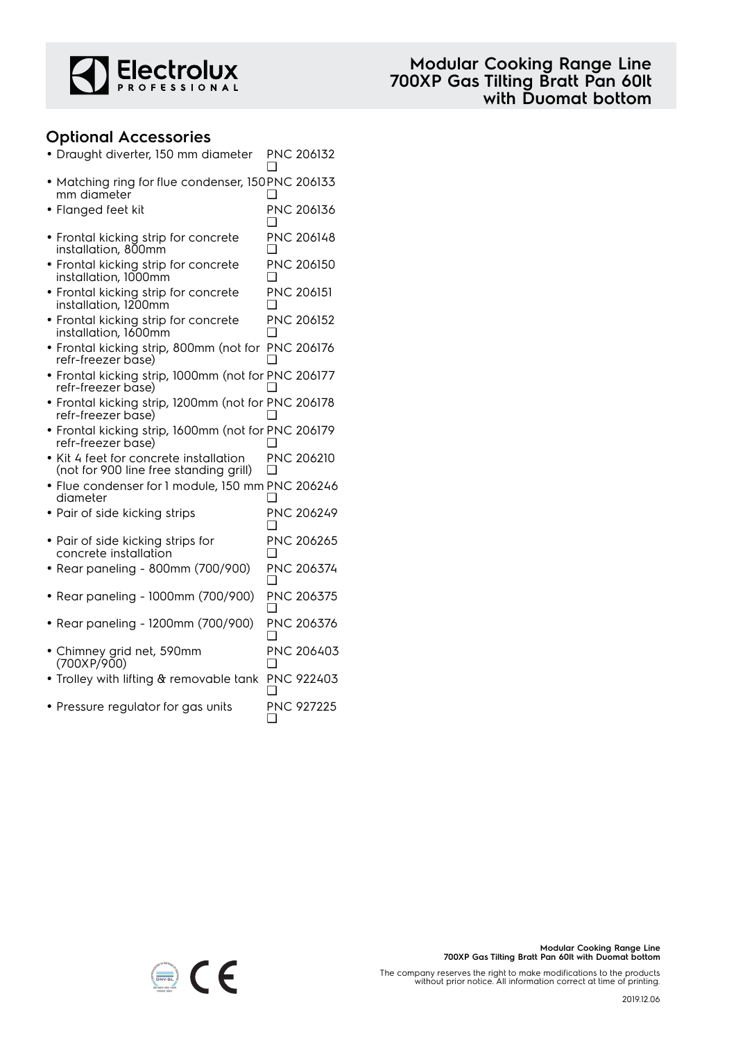## Optional Accessories

- Draught diverter, 150 mm diameter PNC 206132 ❑
- Matching ring for flue condenser, 150 mm diameter PNC 206133 ❑
- Flanged feet kit PNC 206136 ❑
- Frontal kicking strip for concrete installation, 800mm PNC 206148 ❑
- Frontal kicking strip for concrete installation, 1000mm PNC 206150 ❑
- Frontal kicking strip for concrete installation, 1200mm PNC 206151 ❑
- Frontal kicking strip for concrete installation, 1600mm PNC 206152 ❑
- Frontal kicking strip, 800mm (not for refr-freezer base) PNC 206176 ❑
- Frontal kicking strip, 1000mm (not for refr-freezer base) PNC 206177 ❑
- Frontal kicking strip, 1200mm (not for refr-freezer base) PNC 206178 ❑
- Frontal kicking strip, 1600mm (not for refr-freezer base) PNC 206179 ❑
- Kit 4 feet for concrete installation (not for 900 line free standing grill) PNC 206210 ❑
- Flue condenser for 1 module, 150 mm diameter PNC 206246 ❑
- Pair of side kicking strips PNC 206249 ❑
- Pair of side kicking strips for concrete installation PNC 206265 ❑
- Rear paneling - 800mm (700/900) PNC 206374 ❑
- Rear paneling - 1000mm (700/900) PNC 206375 ❑
- Rear paneling - 1200mm (700/900) PNC 206376 ❑
- Chimney grid net, 590mm (700XP/900) PNC 206403 ❑
- Trolley with lifting & removable tank PNC 922403 ❑
- Pressure regulator for gas units PNC 927225 ❑

The company reserves the right to make modifications to the products without prior notice. All information correct at time of printing.

2019.12.06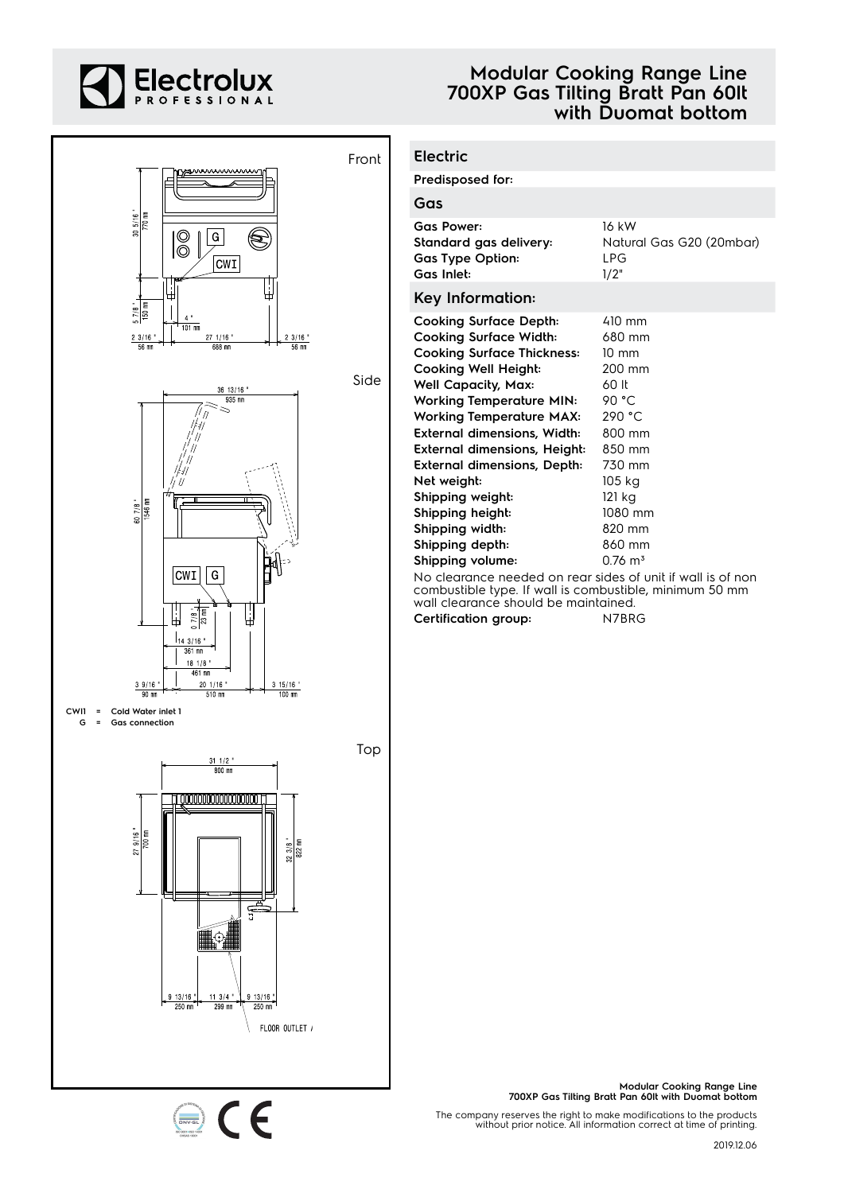# Modular Cooking Range Line 700XP Gas Tilting Bratt Pan 60lt with Duomat bottom

Front

30 5/16"
770 mm
G
CWI
5 7/8"
150 mm
4"
101 mm
2 3/16"
56 mm
27 1/16"
688 mm
2 3/16"
56 mm

Side

36 13/16"
935 mm
60 7/8"
1546 mm
CWI
G
0 7/8"
23 mm
14 3/16"
361 mm
18 1/8"
461 mm
3 9/16"
90 mm
20 1/16"
510 mm
3 15/16"
100 mm

CWI1 = Cold Water inlet 1
G = Gas connection

Top

31 1/2"
800 mm
27 9/16"
700 mm
32 3/8"
822 mm
9 13/16"
250 mm
11 3/4"
299 mm
9 13/16"
250 mm
FLOOR OUTLET

## Electric

**Predisposed for:**

## Gas

| | |
|---|---|
| **Gas Power:** | 16 kW |
| **Standard gas delivery:** | Natural Gas G20 (20mbar) |
| **Gas Type Option:** | LPG |
| **Gas Inlet:** | 1/2" |

## Key Information:

| | |
|---|---|
| **Cooking Surface Depth:** | 410 mm |
| **Cooking Surface Width:** | 680 mm |
| **Cooking Surface Thickness:** | 10 mm |
| **Cooking Well Height:** | 200 mm |
| **Well Capacity, Max:** | 60 lt |
| **Working Temperature MIN:** | 90 °C |
| **Working Temperature MAX:** | 290 °C |
| **External dimensions, Width:** | 800 mm |
| **External dimensions, Height:** | 850 mm |
| **External dimensions, Depth:** | 730 mm |
| **Net weight:** | 105 kg |
| **Shipping weight:** | 121 kg |
| **Shipping height:** | 1080 mm |
| **Shipping width:** | 820 mm |
| **Shipping depth:** | 860 mm |
| **Shipping volume:** | 0.76 m³ |

No clearance needed on rear sides of unit if wall is of non combustible type. If wall is combustible, minimum 50 mm wall clearance should be maintained.

**Certification group:** N7BRG

**Modular Cooking Range Line 700XP Gas Tilting Bratt Pan 60lt with Duomat bottom**

The company reserves the right to make modifications to the products without prior notice. All information correct at time of printing.

2019.12.06